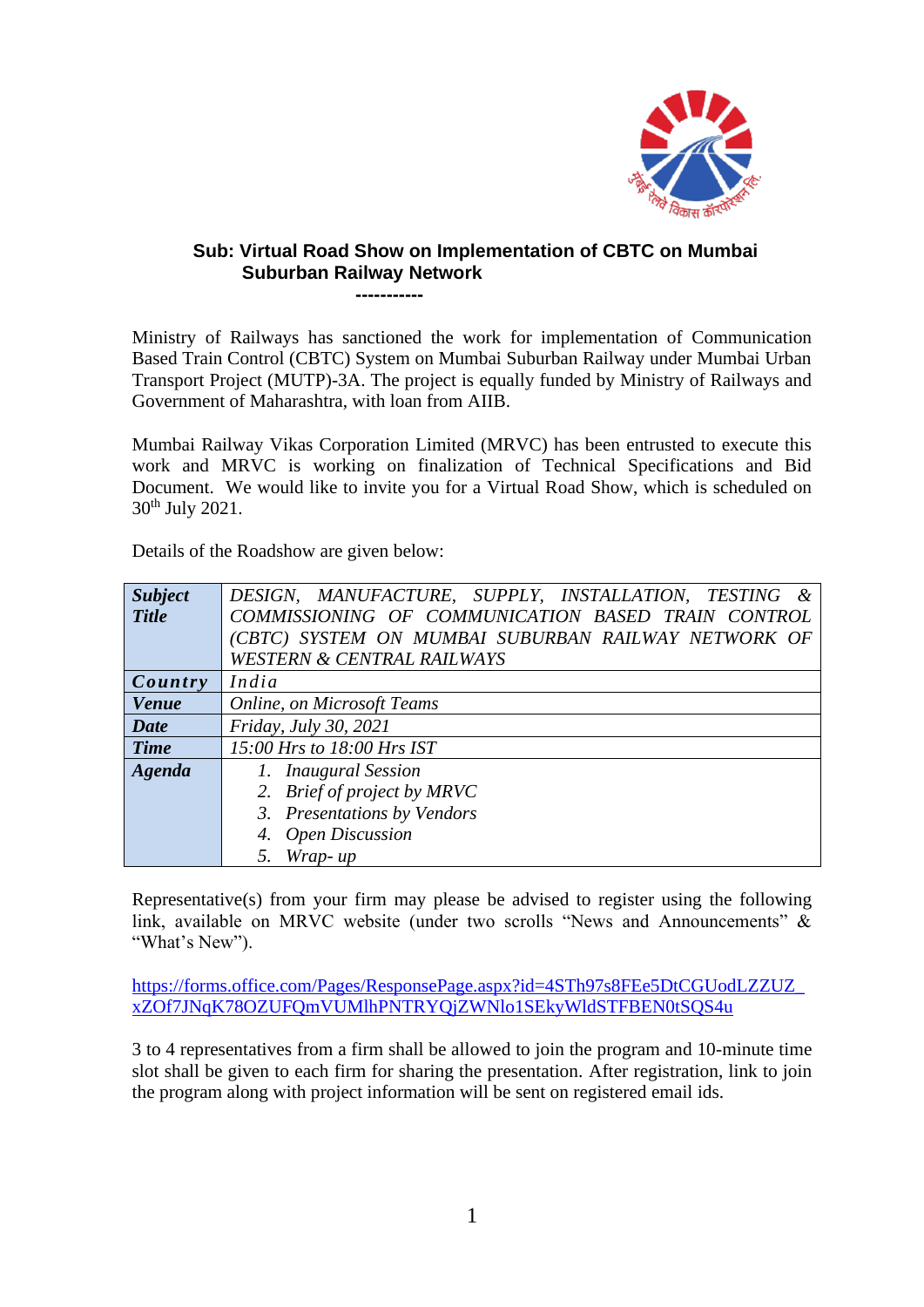**Sub: Virtual Road Show on Implementation of CBTC on Mumbai Suburban Railway Network**

-----------

Ministry of Railways has sanctioned the work for implementation of Communication Based Train Control (CBTC) System on Mumbai Suburban Railway under Mumbai Urban Transport Project (MUTP)-3A. The project is equally funded by Ministry of Railways and Government of Maharashtra, with loan from AIIB.

Mumbai Railway Vikas Corporation Limited (MRVC) has been entrusted to execute this work and MRVC is working on finalization of Technical Specifications and Bid Document. We would like to invite you for a Virtual Road Show, which is scheduled on 30th July 2021.

Details of the Roadshow are given below:

| ***Subject Title*** | *DESIGN, MANUFACTURE, SUPPLY, INSTALLATION, TESTING & COMMISSIONING OF COMMUNICATION BASED TRAIN CONTROL (CBTC) SYSTEM ON MUMBAI SUBURBAN RAILWAY NETWORK OF WESTERN & CENTRAL RAILWAYS* |
|---|---|
| ***Country*** | *India* |
| ***Venue*** | *Online, on Microsoft Teams* |
| ***Date*** | *Friday, July 30, 2021* |
| ***Time*** | *15:00 Hrs to 18:00 Hrs IST* |
| ***Agenda*** | *1. Inaugural Session* <br> *2. Brief of project by MRVC* <br> *3. Presentations by Vendors* <br> *4. Open Discussion* <br> *5. Wrap- up* |

Representative(s) from your firm may please be advised to register using the following link, available on MRVC website (under two scrolls "News and Announcements" & "What's New").

https://forms.office.com/Pages/ResponsePage.aspx?id=4STh97s8FEe5DtCGUodLZZUZ_xZOf7JNqK78OZUFQmVUMlhPNTRYQjZWNlo1SEkyWldSTFBEN0tSQS4u

3 to 4 representatives from a firm shall be allowed to join the program and 10-minute time slot shall be given to each firm for sharing the presentation. After registration, link to join the program along with project information will be sent on registered email ids.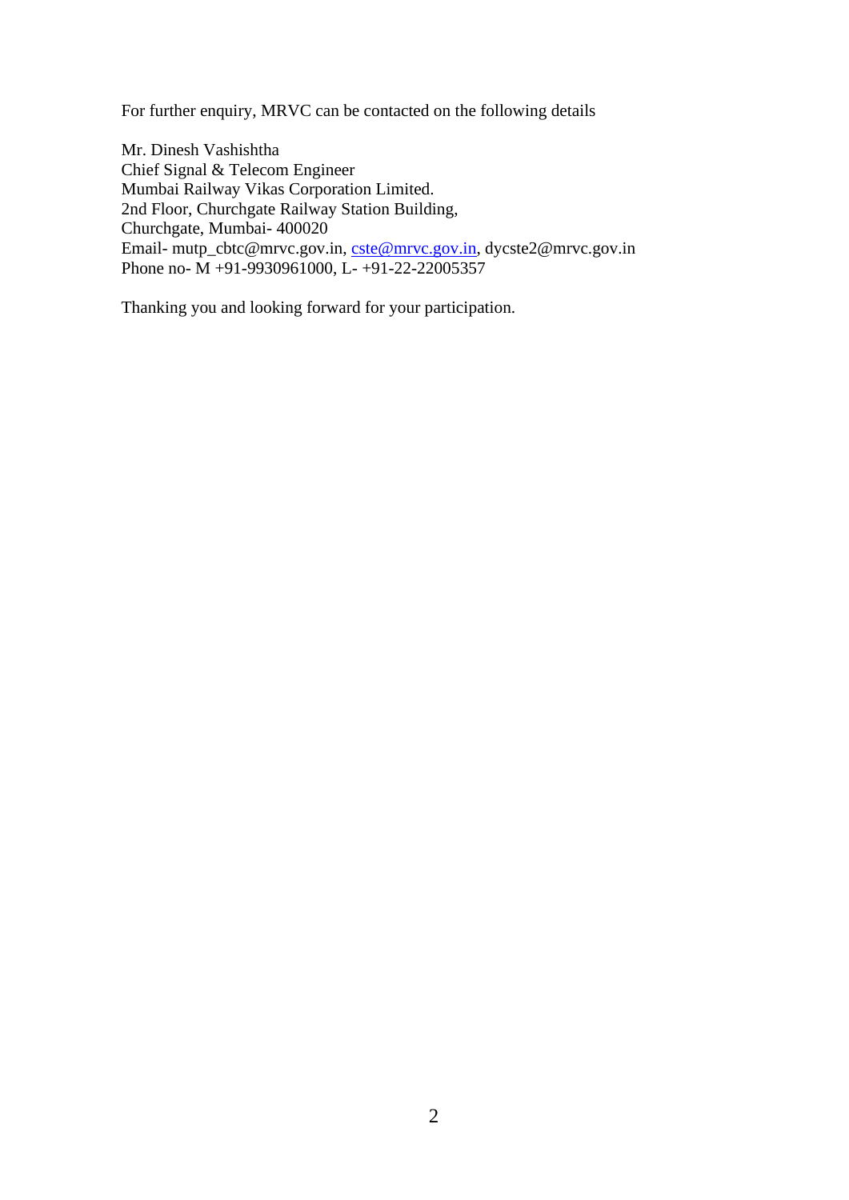For further enquiry, MRVC can be contacted on the following details

Mr. Dinesh Vashishtha  
Chief Signal & Telecom Engineer  
Mumbai Railway Vikas Corporation Limited.  
2nd Floor, Churchgate Railway Station Building,  
Churchgate, Mumbai- 400020  
Email- mutp_cbtc@mrvc.gov.in, cste@mrvc.gov.in, dycste2@mrvc.gov.in  
Phone no- M +91-9930961000, L- +91-22-22005357

Thanking you and looking forward for your participation.